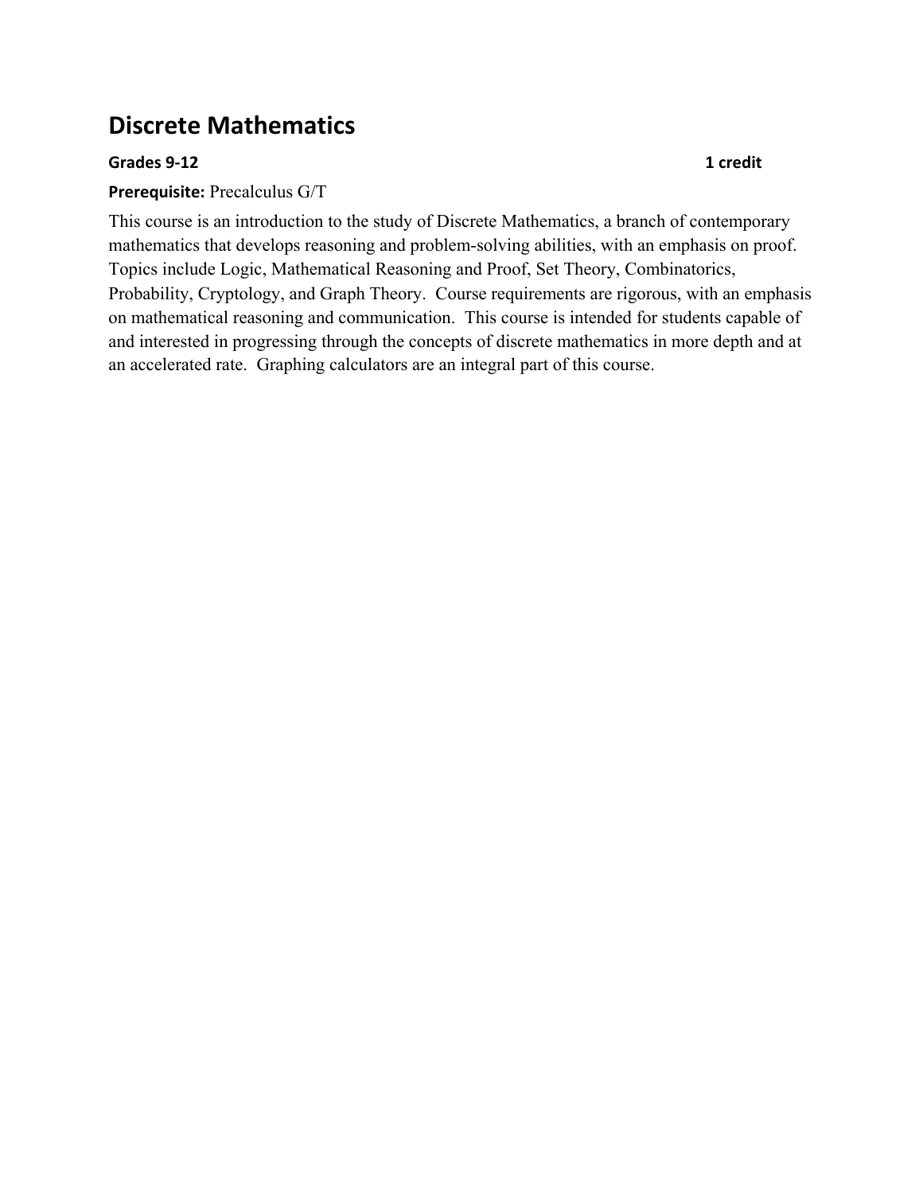# Discrete Mathematics

**Grades 9-12** **1 credit**

**Prerequisite:** Precalculus G/T

This course is an introduction to the study of Discrete Mathematics, a branch of contemporary mathematics that develops reasoning and problem-solving abilities, with an emphasis on proof. Topics include Logic, Mathematical Reasoning and Proof, Set Theory, Combinatorics, Probability, Cryptology, and Graph Theory. Course requirements are rigorous, with an emphasis on mathematical reasoning and communication. This course is intended for students capable of and interested in progressing through the concepts of discrete mathematics in more depth and at an accelerated rate. Graphing calculators are an integral part of this course.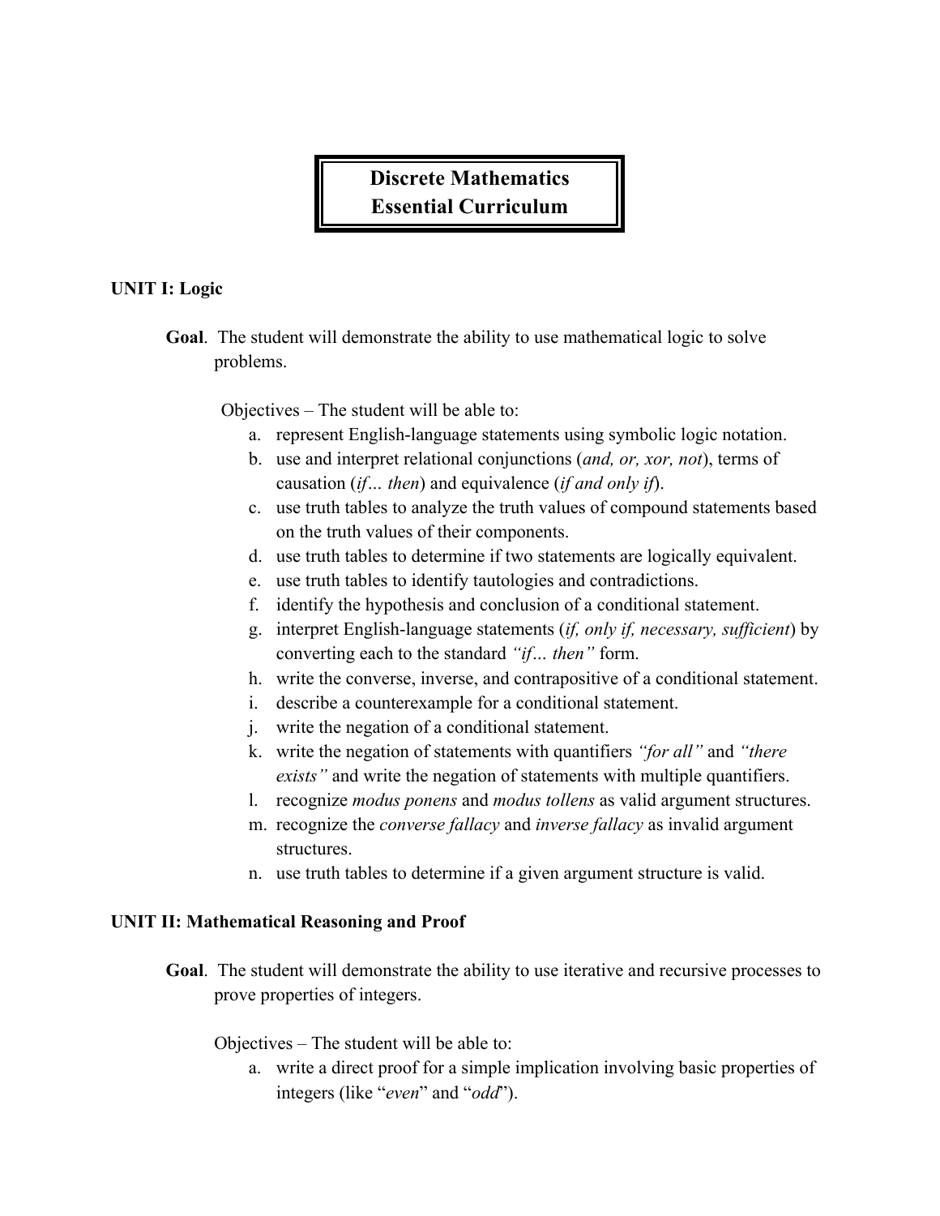# Discrete Mathematics
# Essential Curriculum

## UNIT I: Logic

**Goal**. The student will demonstrate the ability to use mathematical logic to solve problems.

Objectives – The student will be able to:

a. represent English-language statements using symbolic logic notation.
b. use and interpret relational conjunctions (*and, or, xor, not*), terms of causation (*if… then*) and equivalence (*if and only if*).
c. use truth tables to analyze the truth values of compound statements based on the truth values of their components.
d. use truth tables to determine if two statements are logically equivalent.
e. use truth tables to identify tautologies and contradictions.
f. identify the hypothesis and conclusion of a conditional statement.
g. interpret English-language statements (*if, only if, necessary, sufficient*) by converting each to the standard *"if… then"* form.
h. write the converse, inverse, and contrapositive of a conditional statement.
i. describe a counterexample for a conditional statement.
j. write the negation of a conditional statement.
k. write the negation of statements with quantifiers *"for all"* and *"there exists"* and write the negation of statements with multiple quantifiers.
l. recognize *modus ponens* and *modus tollens* as valid argument structures.
m. recognize the *converse fallacy* and *inverse fallacy* as invalid argument structures.
n. use truth tables to determine if a given argument structure is valid.

## UNIT II: Mathematical Reasoning and Proof

**Goal**. The student will demonstrate the ability to use iterative and recursive processes to prove properties of integers.

Objectives – The student will be able to:

a. write a direct proof for a simple implication involving basic properties of integers (like "*even*" and "*odd*").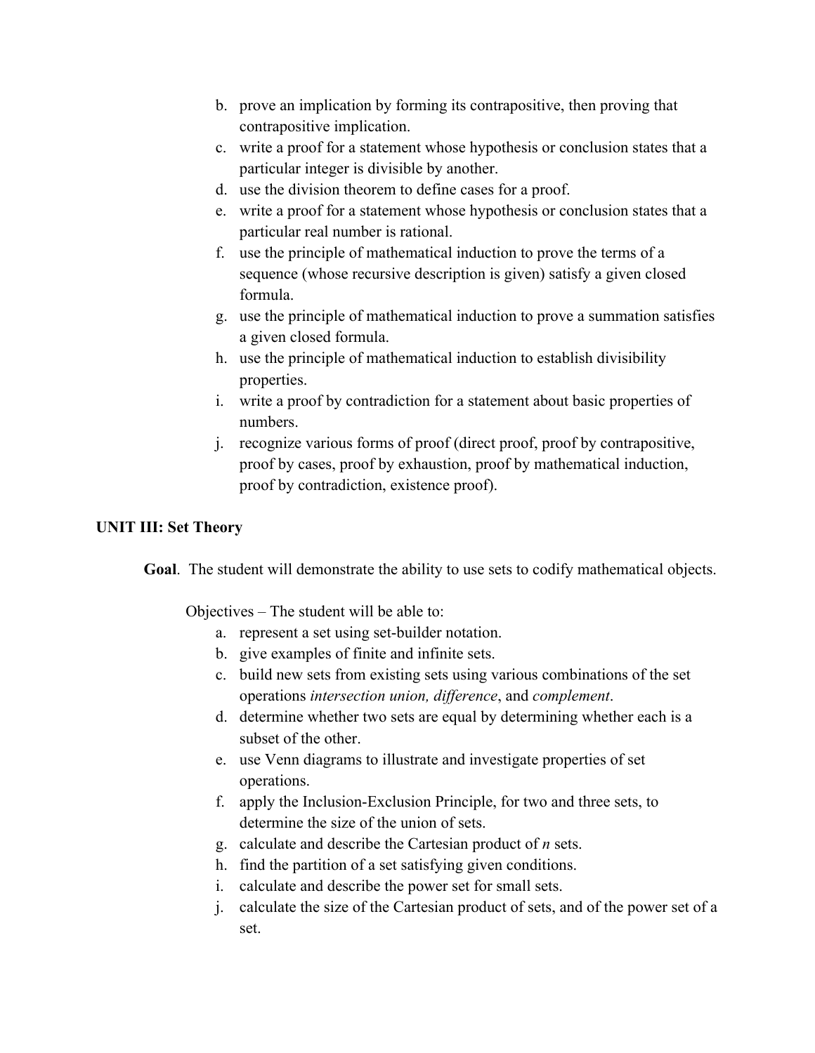b. prove an implication by forming its contrapositive, then proving that contrapositive implication.
c. write a proof for a statement whose hypothesis or conclusion states that a particular integer is divisible by another.
d. use the division theorem to define cases for a proof.
e. write a proof for a statement whose hypothesis or conclusion states that a particular real number is rational.
f. use the principle of mathematical induction to prove the terms of a sequence (whose recursive description is given) satisfy a given closed formula.
g. use the principle of mathematical induction to prove a summation satisfies a given closed formula.
h. use the principle of mathematical induction to establish divisibility properties.
i. write a proof by contradiction for a statement about basic properties of numbers.
j. recognize various forms of proof (direct proof, proof by contrapositive, proof by cases, proof by exhaustion, proof by mathematical induction, proof by contradiction, existence proof).

**UNIT III: Set Theory**

**Goal**. The student will demonstrate the ability to use sets to codify mathematical objects.

Objectives – The student will be able to:

a. represent a set using set-builder notation.
b. give examples of finite and infinite sets.
c. build new sets from existing sets using various combinations of the set operations *intersection union, difference*, and *complement*.
d. determine whether two sets are equal by determining whether each is a subset of the other.
e. use Venn diagrams to illustrate and investigate properties of set operations.
f. apply the Inclusion-Exclusion Principle, for two and three sets, to determine the size of the union of sets.
g. calculate and describe the Cartesian product of $n$ sets.
h. find the partition of a set satisfying given conditions.
i. calculate and describe the power set for small sets.
j. calculate the size of the Cartesian product of sets, and of the power set of a set.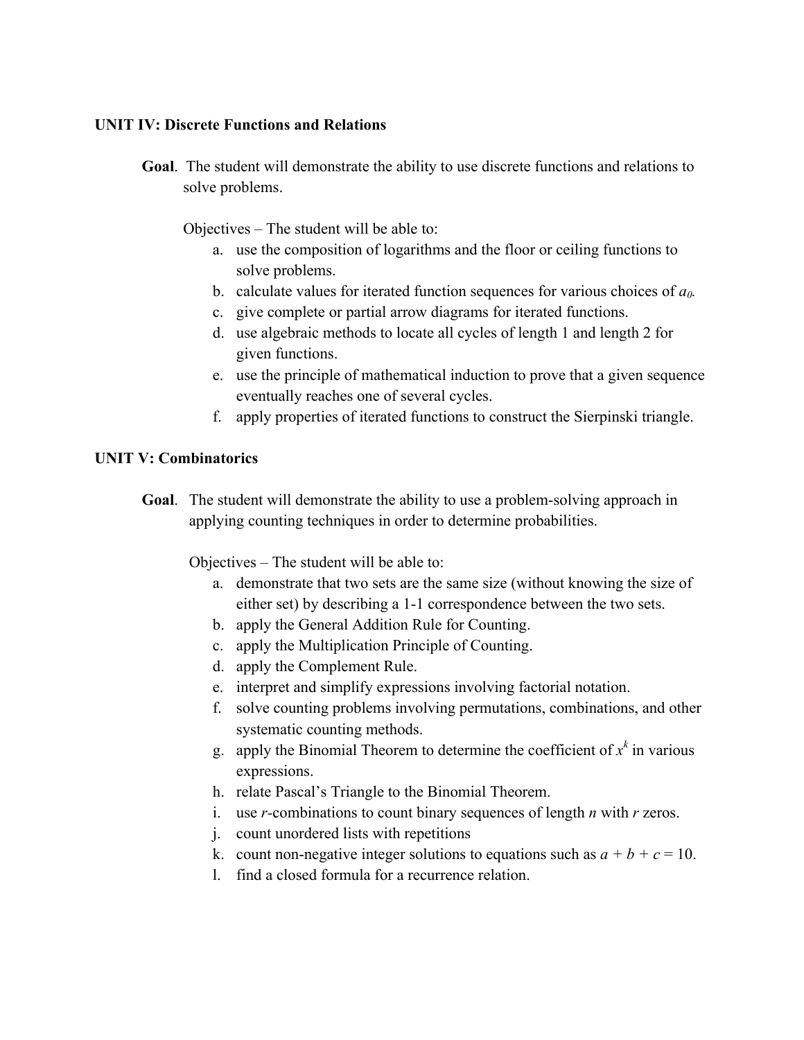**UNIT IV: Discrete Functions and Relations**

**Goal**. The student will demonstrate the ability to use discrete functions and relations to solve problems.

Objectives – The student will be able to:

a. use the composition of logarithms and the floor or ceiling functions to solve problems.
b. calculate values for iterated function sequences for various choices of $a_0$.
c. give complete or partial arrow diagrams for iterated functions.
d. use algebraic methods to locate all cycles of length 1 and length 2 for given functions.
e. use the principle of mathematical induction to prove that a given sequence eventually reaches one of several cycles.
f. apply properties of iterated functions to construct the Sierpinski triangle.

**UNIT V: Combinatorics**

**Goal**. The student will demonstrate the ability to use a problem-solving approach in applying counting techniques in order to determine probabilities.

Objectives – The student will be able to:

a. demonstrate that two sets are the same size (without knowing the size of either set) by describing a 1-1 correspondence between the two sets.
b. apply the General Addition Rule for Counting.
c. apply the Multiplication Principle of Counting.
d. apply the Complement Rule.
e. interpret and simplify expressions involving factorial notation.
f. solve counting problems involving permutations, combinations, and other systematic counting methods.
g. apply the Binomial Theorem to determine the coefficient of $x^k$ in various expressions.
h. relate Pascal's Triangle to the Binomial Theorem.
i. use $r$-combinations to count binary sequences of length $n$ with $r$ zeros.
j. count unordered lists with repetitions
k. count non-negative integer solutions to equations such as $a + b + c = 10$.
l. find a closed formula for a recurrence relation.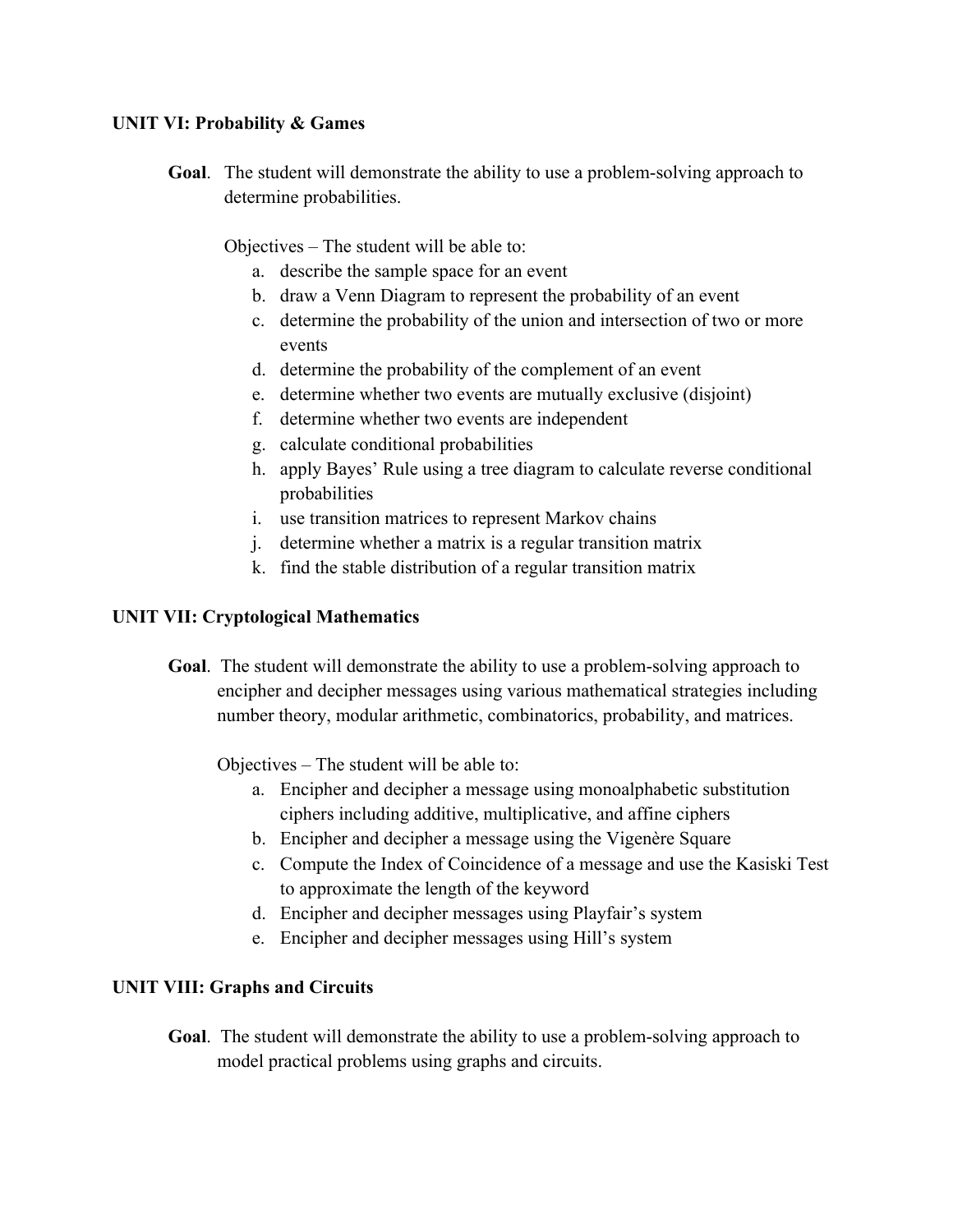**UNIT VI: Probability & Games**

**Goal**. The student will demonstrate the ability to use a problem-solving approach to determine probabilities.

Objectives – The student will be able to:

a. describe the sample space for an event
b. draw a Venn Diagram to represent the probability of an event
c. determine the probability of the union and intersection of two or more events
d. determine the probability of the complement of an event
e. determine whether two events are mutually exclusive (disjoint)
f. determine whether two events are independent
g. calculate conditional probabilities
h. apply Bayes' Rule using a tree diagram to calculate reverse conditional probabilities
i. use transition matrices to represent Markov chains
j. determine whether a matrix is a regular transition matrix
k. find the stable distribution of a regular transition matrix

**UNIT VII: Cryptological Mathematics**

**Goal**. The student will demonstrate the ability to use a problem-solving approach to encipher and decipher messages using various mathematical strategies including number theory, modular arithmetic, combinatorics, probability, and matrices.

Objectives – The student will be able to:

a. Encipher and decipher a message using monoalphabetic substitution ciphers including additive, multiplicative, and affine ciphers
b. Encipher and decipher a message using the Vigenère Square
c. Compute the Index of Coincidence of a message and use the Kasiski Test to approximate the length of the keyword
d. Encipher and decipher messages using Playfair's system
e. Encipher and decipher messages using Hill's system

**UNIT VIII: Graphs and Circuits**

**Goal**. The student will demonstrate the ability to use a problem-solving approach to model practical problems using graphs and circuits.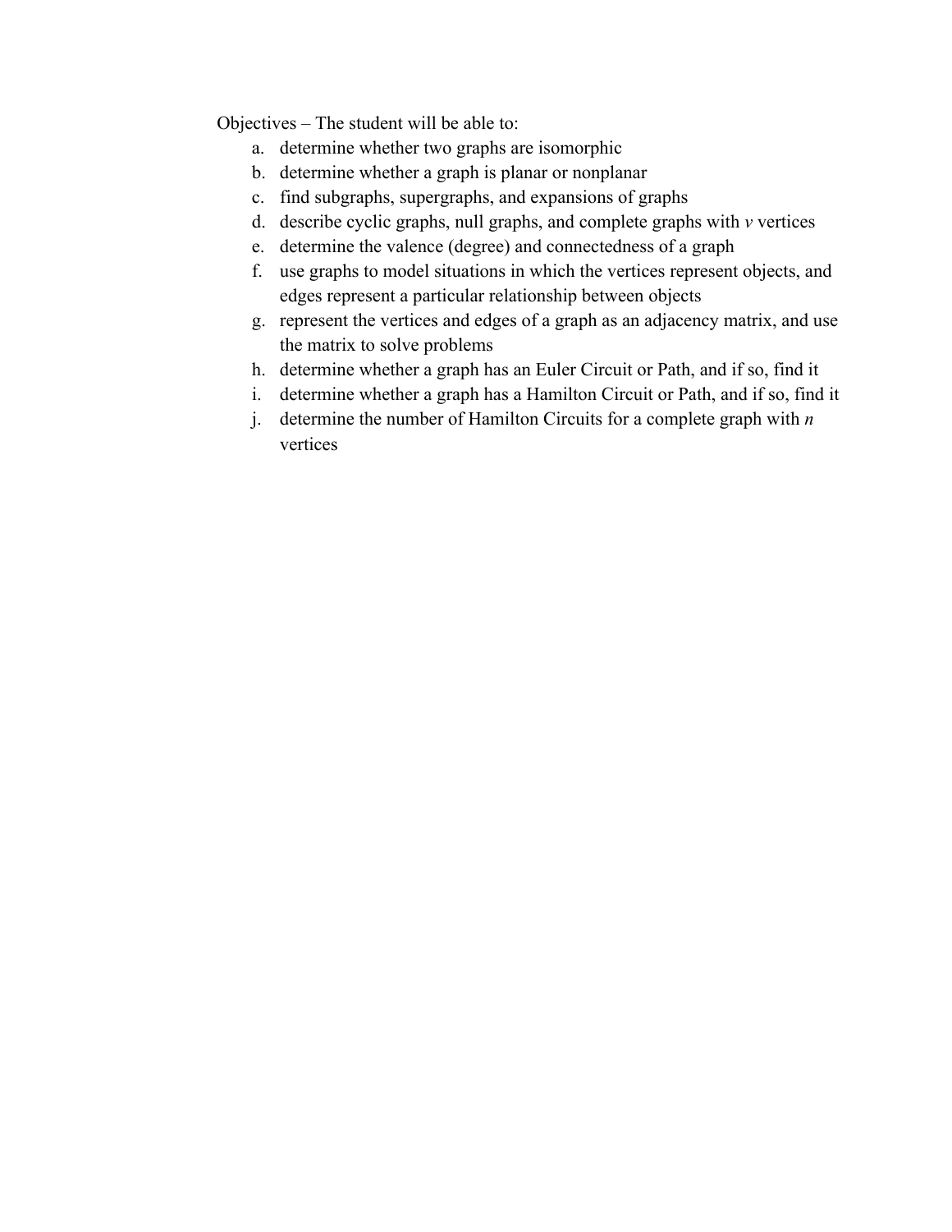Objectives – The student will be able to:

a. determine whether two graphs are isomorphic
b. determine whether a graph is planar or nonplanar
c. find subgraphs, supergraphs, and expansions of graphs
d. describe cyclic graphs, null graphs, and complete graphs with $v$ vertices
e. determine the valence (degree) and connectedness of a graph
f. use graphs to model situations in which the vertices represent objects, and edges represent a particular relationship between objects
g. represent the vertices and edges of a graph as an adjacency matrix, and use the matrix to solve problems
h. determine whether a graph has an Euler Circuit or Path, and if so, find it
i. determine whether a graph has a Hamilton Circuit or Path, and if so, find it
j. determine the number of Hamilton Circuits for a complete graph with $n$ vertices